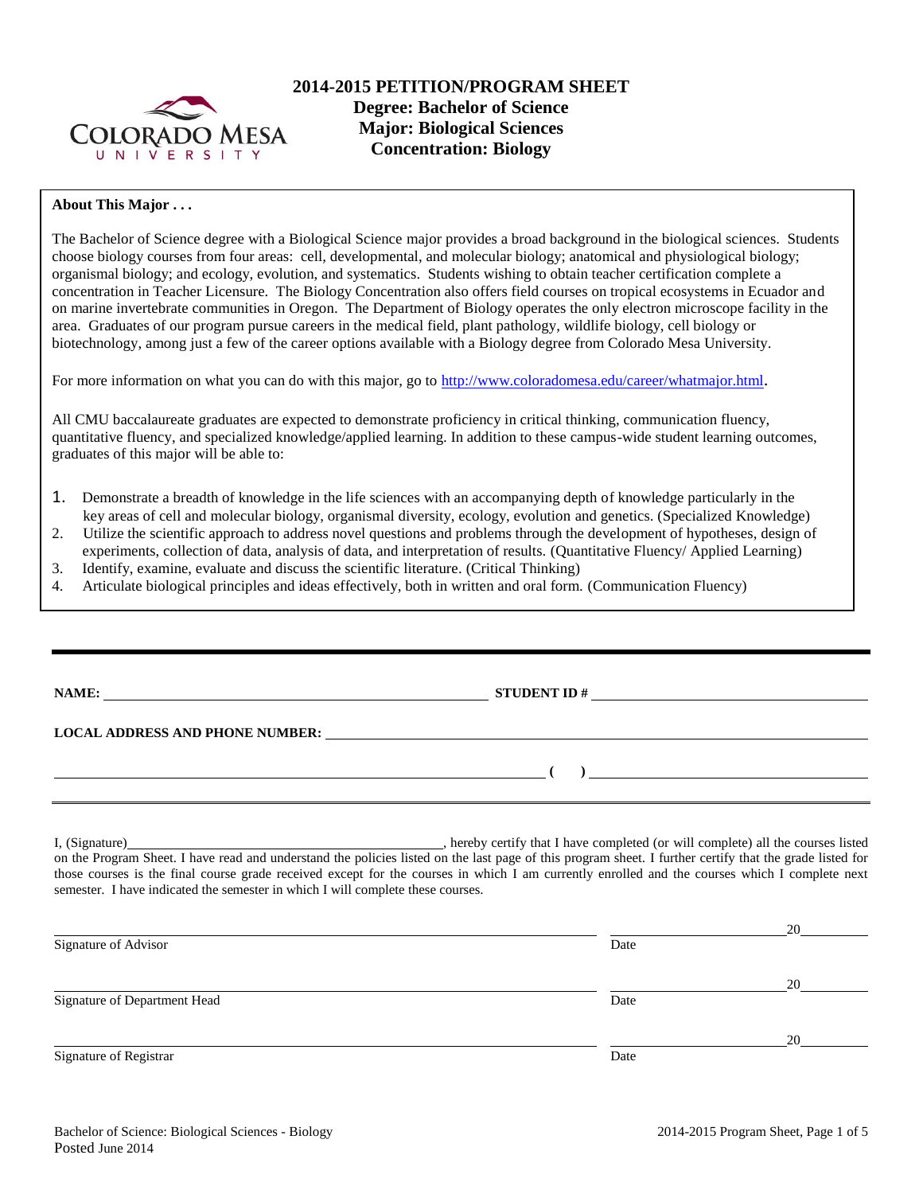# 2014-2015 PETITION/PROGRAM SHEET

**Degree: Bachelor of Science**
**Major: Biological Sciences**
**Concentration: Biology**

**About This Major . . .**

The Bachelor of Science degree with a Biological Science major provides a broad background in the biological sciences. Students choose biology courses from four areas: cell, developmental, and molecular biology; anatomical and physiological biology; organismal biology; and ecology, evolution, and systematics. Students wishing to obtain teacher certification complete a concentration in Teacher Licensure. The Biology Concentration also offers field courses on tropical ecosystems in Ecuador and on marine invertebrate communities in Oregon. The Department of Biology operates the only electron microscope facility in the area. Graduates of our program pursue careers in the medical field, plant pathology, wildlife biology, cell biology or biotechnology, among just a few of the career options available with a Biology degree from Colorado Mesa University.

For more information on what you can do with this major, go to http://www.coloradomesa.edu/career/whatmajor.html.

All CMU baccalaureate graduates are expected to demonstrate proficiency in critical thinking, communication fluency, quantitative fluency, and specialized knowledge/applied learning. In addition to these campus-wide student learning outcomes, graduates of this major will be able to:

1. Demonstrate a breadth of knowledge in the life sciences with an accompanying depth of knowledge particularly in the key areas of cell and molecular biology, organismal diversity, ecology, evolution and genetics. (Specialized Knowledge)
2. Utilize the scientific approach to address novel questions and problems through the development of hypotheses, design of experiments, collection of data, analysis of data, and interpretation of results. (Quantitative Fluency/ Applied Learning)
3. Identify, examine, evaluate and discuss the scientific literature. (Critical Thinking)
4. Articulate biological principles and ideas effectively, both in written and oral form. (Communication Fluency)

---

**NAME:** ______________________ **STUDENT ID #** ______________________

**LOCAL ADDRESS AND PHONE NUMBER:** ______________________

______________________ **( )** ______________________

I, (Signature)______________________, hereby certify that I have completed (or will complete) all the courses listed on the Program Sheet. I have read and understand the policies listed on the last page of this program sheet. I further certify that the grade listed for those courses is the final course grade received except for the courses in which I am currently enrolled and the courses which I complete next semester. I have indicated the semester in which I will complete these courses.

______________________ ______________ 20______
Signature of Advisor Date

______________________ ______________ 20______
Signature of Department Head Date

______________________ ______________ 20______
Signature of Registrar Date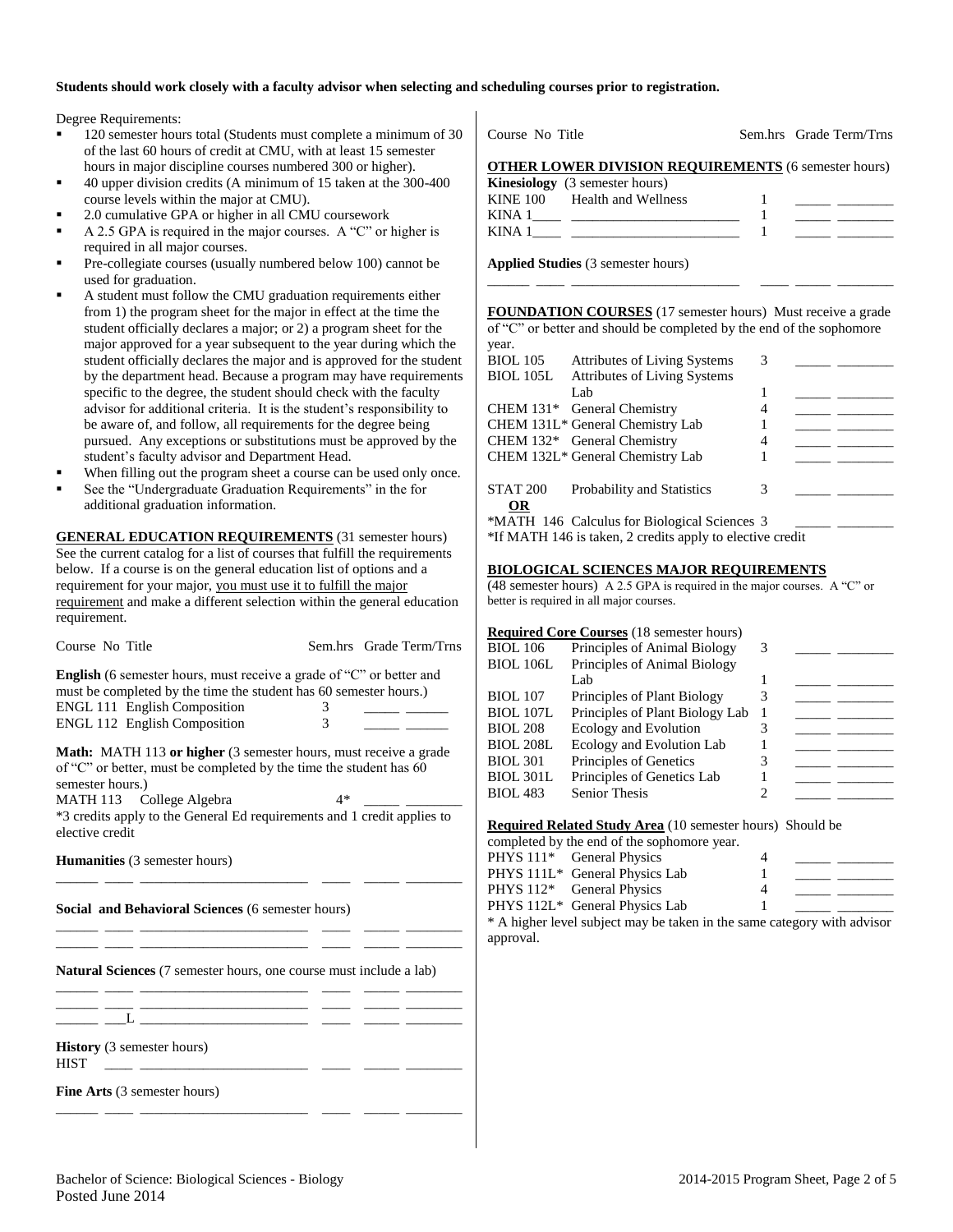**Students should work closely with a faculty advisor when selecting and scheduling courses prior to registration.**

Degree Requirements:

- 120 semester hours total (Students must complete a minimum of 30 of the last 60 hours of credit at CMU, with at least 15 semester hours in major discipline courses numbered 300 or higher).
- 40 upper division credits (A minimum of 15 taken at the 300-400 course levels within the major at CMU).
- 2.0 cumulative GPA or higher in all CMU coursework
- A 2.5 GPA is required in the major courses. A "C" or higher is required in all major courses.
- Pre-collegiate courses (usually numbered below 100) cannot be used for graduation.
- A student must follow the CMU graduation requirements either from 1) the program sheet for the major in effect at the time the student officially declares a major; or 2) a program sheet for the major approved for a year subsequent to the year during which the student officially declares the major and is approved for the student by the department head. Because a program may have requirements specific to the degree, the student should check with the faculty advisor for additional criteria. It is the student's responsibility to be aware of, and follow, all requirements for the degree being pursued. Any exceptions or substitutions must be approved by the student's faculty advisor and Department Head.
- When filling out the program sheet a course can be used only once.
- See the "Undergraduate Graduation Requirements" in the for additional graduation information.

## GENERAL EDUCATION REQUIREMENTS (31 semester hours)

See the current catalog for a list of courses that fulfill the requirements below. If a course is on the general education list of options and a requirement for your major, you must use it to fulfill the major requirement and make a different selection within the general education requirement.

| Course No | Title | Sem.hrs | Grade | Term/Trns |
|---|---|---|---|---|

**English** (6 semester hours, must receive a grade of "C" or better and must be completed by the time the student has 60 semester hours.)

| Course No | Title | Sem.hrs | Grade | Term/Trns |
|---|---|---|---|---|
| ENGL 111 | English Composition | 3 | _____ | ______ |
| ENGL 112 | English Composition | 3 | _____ | ______ |

**Math:** MATH 113 **or higher** (3 semester hours, must receive a grade of "C" or better, must be completed by the time the student has 60 semester hours.)

| Course No | Title | Sem.hrs | Grade | Term/Trns |
|---|---|---|---|---|
| MATH 113 | College Algebra | 4* | _____ | ________ |

*3 credits apply to the General Ed requirements and 1 credit applies to elective credit

**Humanities** (3 semester hours)

______ ____ _______________________ ____ _____ ________

**Social and Behavioral Sciences** (6 semester hours)

______ ____ _______________________ ____ _____ ________
______ ____ _______________________ ____ _____ ________

**Natural Sciences** (7 semester hours, one course must include a lab)

______ ____ _______________________ ____ _____ ________
______ ____ _______________________ ____ _____ ________
______ ___L _______________________ ____ _____ ________

**History** (3 semester hours)

HIST ____ _______________________ ____ _____ ________

**Fine Arts** (3 semester hours)

______ ____ _______________________ ____ _____ ________

## OTHER LOWER DIVISION REQUIREMENTS (6 semester hours)

**Kinesiology** (3 semester hours)

| Course No | Title | Sem.hrs | Grade | Term/Trns |
|---|---|---|---|---|
| KINE 100 | Health and Wellness | 1 | _____ | ________ |
| KINA 1____ | ________________________ | 1 | _____ | ________ |
| KINA 1____ | ________________________ | 1 | _____ | ________ |

**Applied Studies** (3 semester hours)

______ ____ _______________________ ____ _____ ________

## FOUNDATION COURSES (17 semester hours) 

Must receive a grade of "C" or better and should be completed by the end of the sophomore year.

| Course No | Title | Sem.hrs | Grade | Term/Trns |
|---|---|---|---|---|
| BIOL 105 | Attributes of Living Systems | 3 | _____ | ________ |
| BIOL 105L | Attributes of Living Systems Lab | 1 | _____ | ________ |
| CHEM 131* | General Chemistry | 4 | _____ | ________ |
| CHEM 131L* | General Chemistry Lab | 1 | _____ | ________ |
| CHEM 132* | General Chemistry | 4 | _____ | ________ |
| CHEM 132L* | General Chemistry Lab | 1 | _____ | ________ |
| STAT 200 | Probability and Statistics | 3 | _____ | ________ |
| **OR** | | | | |
| *MATH 146 | Calculus for Biological Sciences | 3 | _____ | ________ |

*If MATH 146 is taken, 2 credits apply to elective credit

## BIOLOGICAL SCIENCES MAJOR REQUIREMENTS

(48 semester hours) A 2.5 GPA is required in the major courses. A "C" or better is required in all major courses.

**Required Core Courses** (18 semester hours)

| Course No | Title | Sem.hrs | Grade | Term/Trns |
|---|---|---|---|---|
| BIOL 106 | Principles of Animal Biology | 3 | _____ | ________ |
| BIOL 106L | Principles of Animal Biology Lab | 1 | _____ | ________ |
| BIOL 107 | Principles of Plant Biology | 3 | _____ | ________ |
| BIOL 107L | Principles of Plant Biology Lab | 1 | _____ | ________ |
| BIOL 208 | Ecology and Evolution | 3 | _____ | ________ |
| BIOL 208L | Ecology and Evolution Lab | 1 | _____ | ________ |
| BIOL 301 | Principles of Genetics | 3 | _____ | ________ |
| BIOL 301L | Principles of Genetics Lab | 1 | _____ | ________ |
| BIOL 483 | Senior Thesis | 2 | _____ | ________ |

**Required Related Study Area** (10 semester hours) Should be completed by the end of the sophomore year.

| Course No | Title | Sem.hrs | Grade | Term/Trns |
|---|---|---|---|---|
| PHYS 111* | General Physics | 4 | _____ | ________ |
| PHYS 111L* | General Physics Lab | 1 | _____ | ________ |
| PHYS 112* | General Physics | 4 | _____ | ________ |
| PHYS 112L* | General Physics Lab | 1 | _____ | ________ |

* A higher level subject may be taken in the same category with advisor approval.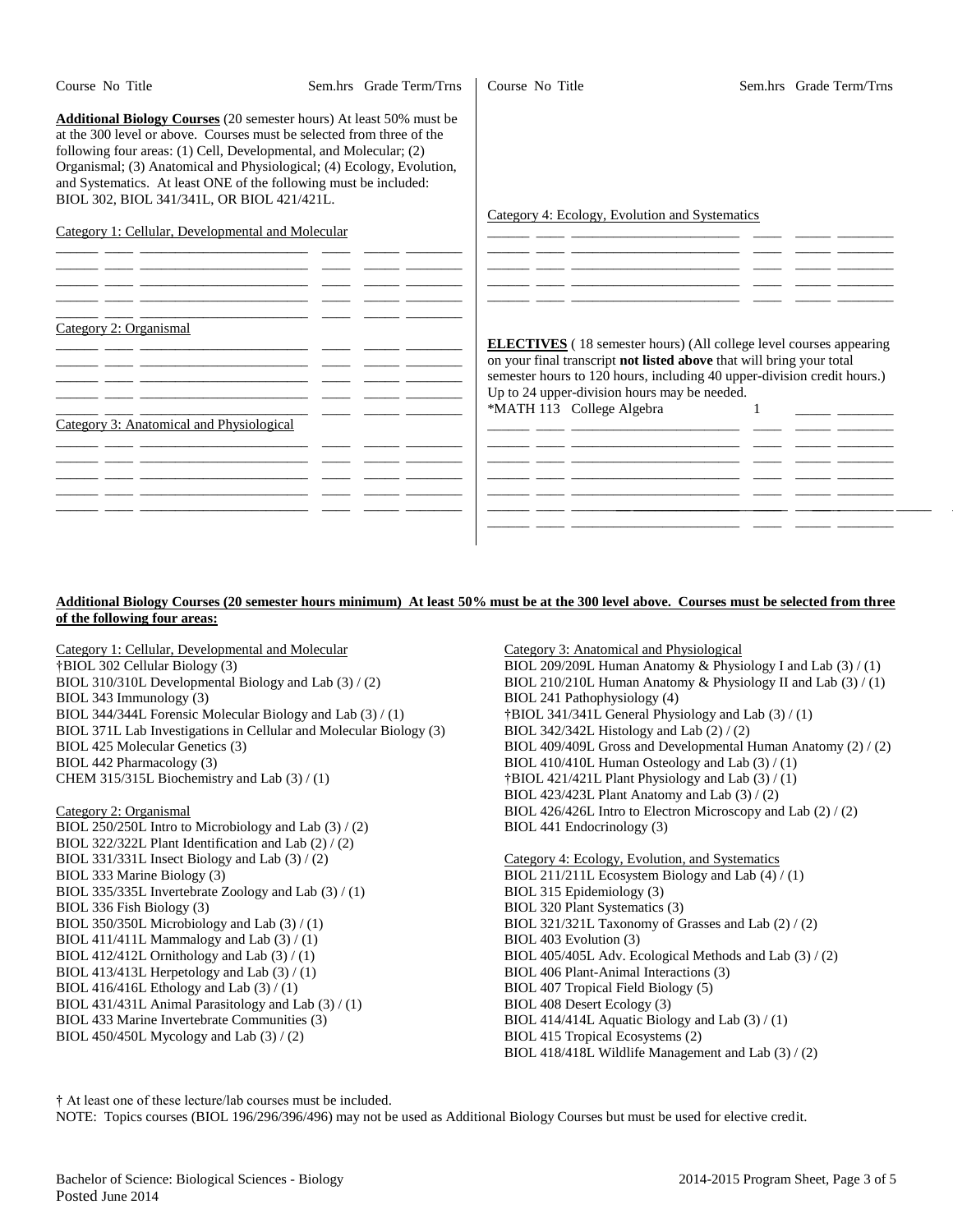| Course | No | Title | Sem.hrs | Grade | Term/Trns |
|---|---|---|---|---|---|

**Additional Biology Courses** (20 semester hours) At least 50% must be at the 300 level or above. Courses must be selected from three of the following four areas: (1) Cell, Developmental, and Molecular; (2) Organismal; (3) Anatomical and Physiological; (4) Ecology, Evolution, and Systematics. At least ONE of the following must be included: BIOL 302, BIOL 341/341L, OR BIOL 421/421L.

Category 1: Cellular, Developmental and Molecular

| Course | No | Title | Sem.hrs | Grade | Term/Trns |
|---|---|---|---|---|---|
| | | | | | |
| | | | | | |
| | | | | | |
| | | | | | |
| | | | | | |

Category 2: Organismal

| Course | No | Title | Sem.hrs | Grade | Term/Trns |
|---|---|---|---|---|---|
| | | | | | |
| | | | | | |
| | | | | | |
| | | | | | |
| | | | | | |

Category 3: Anatomical and Physiological

| Course | No | Title | Sem.hrs | Grade | Term/Trns |
|---|---|---|---|---|---|
| | | | | | |
| | | | | | |
| | | | | | |
| | | | | | |
| | | | | | |

Category 4: Ecology, Evolution and Systematics

| Course | No | Title | Sem.hrs | Grade | Term/Trns |
|---|---|---|---|---|---|
| | | | | | |
| | | | | | |
| | | | | | |
| | | | | | |
| | | | | | |

**ELECTIVES** ( 18 semester hours) (All college level courses appearing on your final transcript **not listed above** that will bring your total semester hours to 120 hours, including 40 upper-division credit hours.) Up to 24 upper-division hours may be needed.

| Course | No | Title | Sem.hrs | Grade | Term/Trns |
|---|---|---|---|---|---|
| *MATH | 113 | College Algebra | 1 | | |
| | | | | | |
| | | | | | |
| | | | | | |
| | | | | | |
| | | | | | |
| | | | | | |

**Additional Biology Courses (20 semester hours minimum) At least 50% must be at the 300 level above. Courses must be selected from three of the following four areas:**

Category 1: Cellular, Developmental and Molecular

†BIOL 302 Cellular Biology (3)
BIOL 310/310L Developmental Biology and Lab (3) / (2)
BIOL 343 Immunology (3)
BIOL 344/344L Forensic Molecular Biology and Lab (3) / (1)
BIOL 371L Lab Investigations in Cellular and Molecular Biology (3)
BIOL 425 Molecular Genetics (3)
BIOL 442 Pharmacology (3)
CHEM 315/315L Biochemistry and Lab (3) / (1)

Category 2: Organismal

BIOL 250/250L Intro to Microbiology and Lab (3) / (2)
BIOL 322/322L Plant Identification and Lab (2) / (2)
BIOL 331/331L Insect Biology and Lab (3) / (2)
BIOL 333 Marine Biology (3)
BIOL 335/335L Invertebrate Zoology and Lab (3) / (1)
BIOL 336 Fish Biology (3)
BIOL 350/350L Microbiology and Lab (3) / (1)
BIOL 411/411L Mammalogy and Lab (3) / (1)
BIOL 412/412L Ornithology and Lab (3) / (1)
BIOL 413/413L Herpetology and Lab (3) / (1)
BIOL 416/416L Ethology and Lab (3) / (1)
BIOL 431/431L Animal Parasitology and Lab (3) / (1)
BIOL 433 Marine Invertebrate Communities (3)
BIOL 450/450L Mycology and Lab (3) / (2)

Category 3: Anatomical and Physiological

BIOL 209/209L Human Anatomy & Physiology I and Lab (3) / (1)
BIOL 210/210L Human Anatomy & Physiology II and Lab (3) / (1)
BIOL 241 Pathophysiology (4)
†BIOL 341/341L General Physiology and Lab (3) / (1)
BIOL 342/342L Histology and Lab (2) / (2)
BIOL 409/409L Gross and Developmental Human Anatomy (2) / (2)
BIOL 410/410L Human Osteology and Lab (3) / (1)
†BIOL 421/421L Plant Physiology and Lab (3) / (1)
BIOL 423/423L Plant Anatomy and Lab (3) / (2)
BIOL 426/426L Intro to Electron Microscopy and Lab (2) / (2)
BIOL 441 Endocrinology (3)

Category 4: Ecology, Evolution, and Systematics

BIOL 211/211L Ecosystem Biology and Lab (4) / (1)
BIOL 315 Epidemiology (3)
BIOL 320 Plant Systematics (3)
BIOL 321/321L Taxonomy of Grasses and Lab (2) / (2)
BIOL 403 Evolution (3)
BIOL 405/405L Adv. Ecological Methods and Lab (3) / (2)
BIOL 406 Plant-Animal Interactions (3)
BIOL 407 Tropical Field Biology (5)
BIOL 408 Desert Ecology (3)
BIOL 414/414L Aquatic Biology and Lab (3) / (1)
BIOL 415 Tropical Ecosystems (2)
BIOL 418/418L Wildlife Management and Lab (3) / (2)

† At least one of these lecture/lab courses must be included.
NOTE: Topics courses (BIOL 196/296/396/496) may not be used as Additional Biology Courses but must be used for elective credit.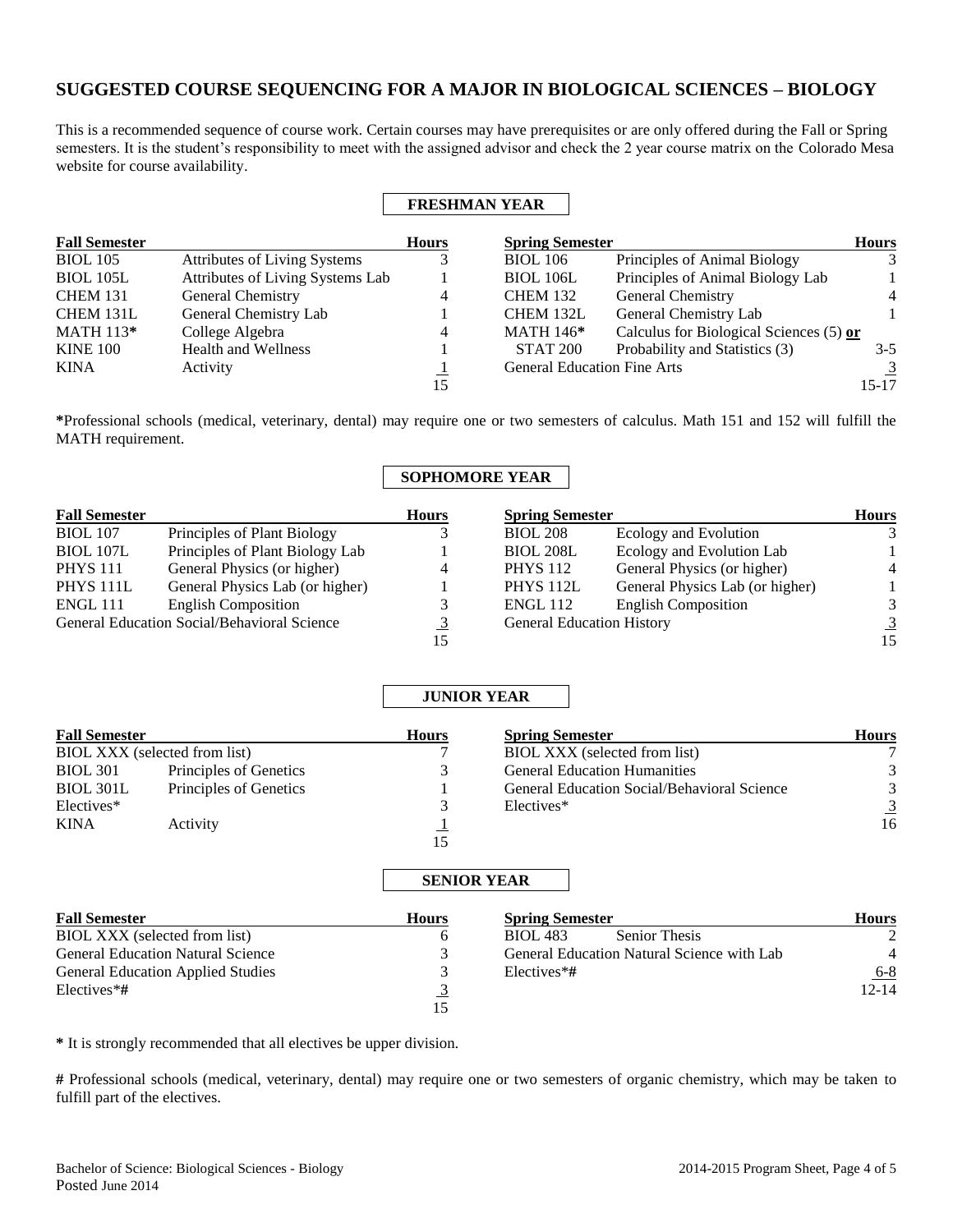## SUGGESTED COURSE SEQUENCING FOR A MAJOR IN BIOLOGICAL SCIENCES – BIOLOGY

This is a recommended sequence of course work. Certain courses may have prerequisites or are only offered during the Fall or Spring semesters. It is the student's responsibility to meet with the assigned advisor and check the 2 year course matrix on the Colorado Mesa website for course availability.

### FRESHMAN YEAR

| Fall Semester | | Hours | Spring Semester | | Hours |
|---|---|---|---|---|---|
| BIOL 105 | Attributes of Living Systems | 3 | BIOL 106 | Principles of Animal Biology | 3 |
| BIOL 105L | Attributes of Living Systems Lab | 1 | BIOL 106L | Principles of Animal Biology Lab | 1 |
| CHEM 131 | General Chemistry | 4 | CHEM 132 | General Chemistry | 4 |
| CHEM 131L | General Chemistry Lab | 1 | CHEM 132L | General Chemistry Lab | 1 |
| MATH 113* | College Algebra | 4 | MATH 146* | Calculus for Biological Sciences (5) **or** | |
| KINE 100 | Health and Wellness | 1 | STAT 200 | Probability and Statistics (3) | 3-5 |
| KINA | Activity | 1 | General Education Fine Arts | | 3 |
| | | 15 | | | 15-17 |

*Professional schools (medical, veterinary, dental) may require one or two semesters of calculus. Math 151 and 152 will fulfill the MATH requirement.

### SOPHOMORE YEAR

| Fall Semester | | Hours | Spring Semester | | Hours |
|---|---|---|---|---|---|
| BIOL 107 | Principles of Plant Biology | 3 | BIOL 208 | Ecology and Evolution | 3 |
| BIOL 107L | Principles of Plant Biology Lab | 1 | BIOL 208L | Ecology and Evolution Lab | 1 |
| PHYS 111 | General Physics (or higher) | 4 | PHYS 112 | General Physics (or higher) | 4 |
| PHYS 111L | General Physics Lab (or higher) | 1 | PHYS 112L | General Physics Lab (or higher) | 1 |
| ENGL 111 | English Composition | 3 | ENGL 112 | English Composition | 3 |
| General Education Social/Behavioral Science | | 3 | General Education History | | 3 |
| | | 15 | | | 15 |

### JUNIOR YEAR

| Fall Semester | | Hours | Spring Semester | Hours |
|---|---|---|---|---|
| BIOL XXX (selected from list) | | 7 | BIOL XXX (selected from list) | 7 |
| BIOL 301 | Principles of Genetics | 3 | General Education Humanities | 3 |
| BIOL 301L | Principles of Genetics | 1 | General Education Social/Behavioral Science | 3 |
| Electives* | | 3 | Electives* | 3 |
| KINA | Activity | 1 | | 16 |
| | | 15 | | |

### SENIOR YEAR

| Fall Semester | Hours | Spring Semester | | Hours |
|---|---|---|---|---|
| BIOL XXX (selected from list) | 6 | BIOL 483 | Senior Thesis | 2 |
| General Education Natural Science | 3 | General Education Natural Science with Lab | | 4 |
| General Education Applied Studies | 3 | Electives*# | | 6-8 |
| Electives*# | 3 | | | 12-14 |
| | 15 | | | |

* It is strongly recommended that all electives be upper division.

# Professional schools (medical, veterinary, dental) may require one or two semesters of organic chemistry, which may be taken to fulfill part of the electives.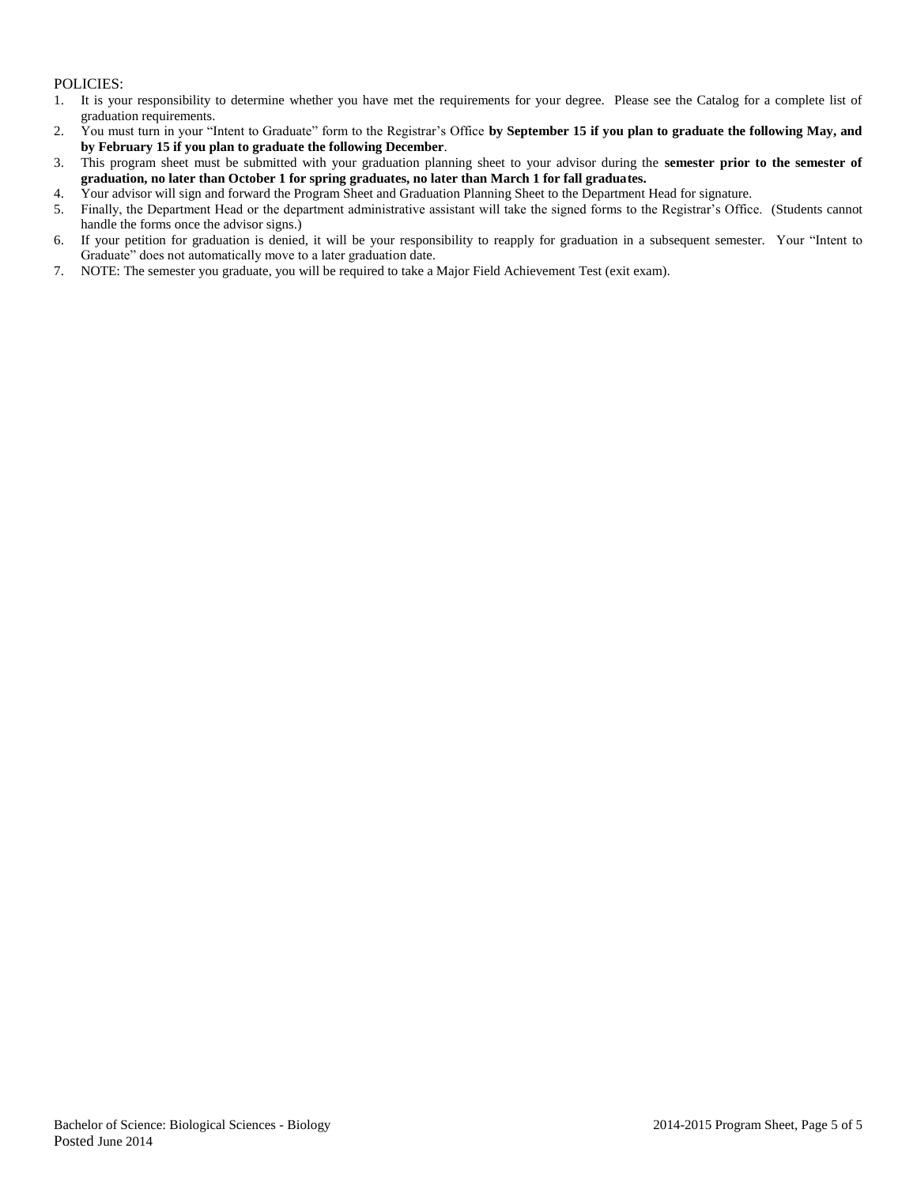POLICIES:

1. It is your responsibility to determine whether you have met the requirements for your degree. Please see the Catalog for a complete list of graduation requirements.
2. You must turn in your "Intent to Graduate" form to the Registrar's Office **by September 15 if you plan to graduate the following May, and by February 15 if you plan to graduate the following December**.
3. This program sheet must be submitted with your graduation planning sheet to your advisor during the **semester prior to the semester of graduation, no later than October 1 for spring graduates, no later than March 1 for fall graduates.**
4. Your advisor will sign and forward the Program Sheet and Graduation Planning Sheet to the Department Head for signature.
5. Finally, the Department Head or the department administrative assistant will take the signed forms to the Registrar's Office. (Students cannot handle the forms once the advisor signs.)
6. If your petition for graduation is denied, it will be your responsibility to reapply for graduation in a subsequent semester. Your "Intent to Graduate" does not automatically move to a later graduation date.
7. NOTE: The semester you graduate, you will be required to take a Major Field Achievement Test (exit exam).